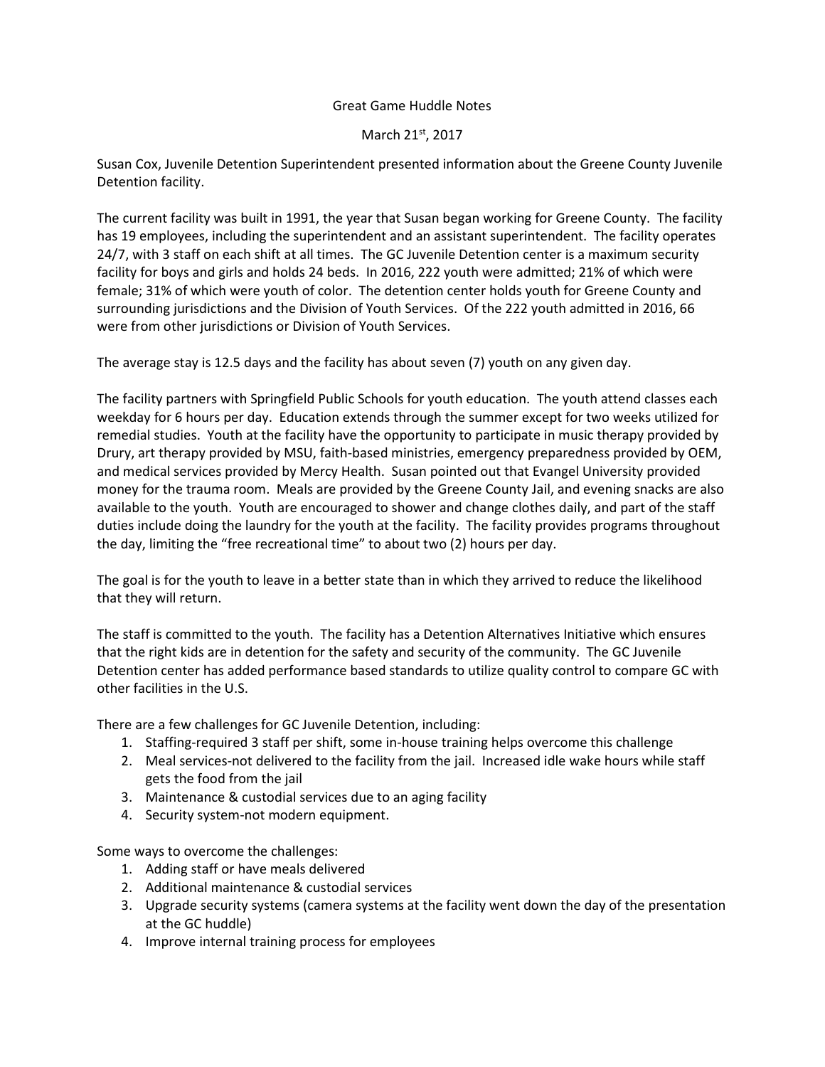Great Game Huddle Notes

March 21st, 2017

Susan Cox, Juvenile Detention Superintendent presented information about the Greene County Juvenile Detention facility.

The current facility was built in 1991, the year that Susan began working for Greene County. The facility has 19 employees, including the superintendent and an assistant superintendent. The facility operates 24/7, with 3 staff on each shift at all times. The GC Juvenile Detention center is a maximum security facility for boys and girls and holds 24 beds. In 2016, 222 youth were admitted; 21% of which were female; 31% of which were youth of color. The detention center holds youth for Greene County and surrounding jurisdictions and the Division of Youth Services. Of the 222 youth admitted in 2016, 66 were from other jurisdictions or Division of Youth Services.

The average stay is 12.5 days and the facility has about seven (7) youth on any given day.

The facility partners with Springfield Public Schools for youth education. The youth attend classes each weekday for 6 hours per day. Education extends through the summer except for two weeks utilized for remedial studies. Youth at the facility have the opportunity to participate in music therapy provided by Drury, art therapy provided by MSU, faith-based ministries, emergency preparedness provided by OEM, and medical services provided by Mercy Health. Susan pointed out that Evangel University provided money for the trauma room. Meals are provided by the Greene County Jail, and evening snacks are also available to the youth. Youth are encouraged to shower and change clothes daily, and part of the staff duties include doing the laundry for the youth at the facility. The facility provides programs throughout the day, limiting the "free recreational time" to about two (2) hours per day.

The goal is for the youth to leave in a better state than in which they arrived to reduce the likelihood that they will return.

The staff is committed to the youth. The facility has a Detention Alternatives Initiative which ensures that the right kids are in detention for the safety and security of the community. The GC Juvenile Detention center has added performance based standards to utilize quality control to compare GC with other facilities in the U.S.

There are a few challenges for GC Juvenile Detention, including:

1. Staffing-required 3 staff per shift, some in-house training helps overcome this challenge
2. Meal services-not delivered to the facility from the jail. Increased idle wake hours while staff gets the food from the jail
3. Maintenance & custodial services due to an aging facility
4. Security system-not modern equipment.

Some ways to overcome the challenges:

1. Adding staff or have meals delivered
2. Additional maintenance & custodial services
3. Upgrade security systems (camera systems at the facility went down the day of the presentation at the GC huddle)
4. Improve internal training process for employees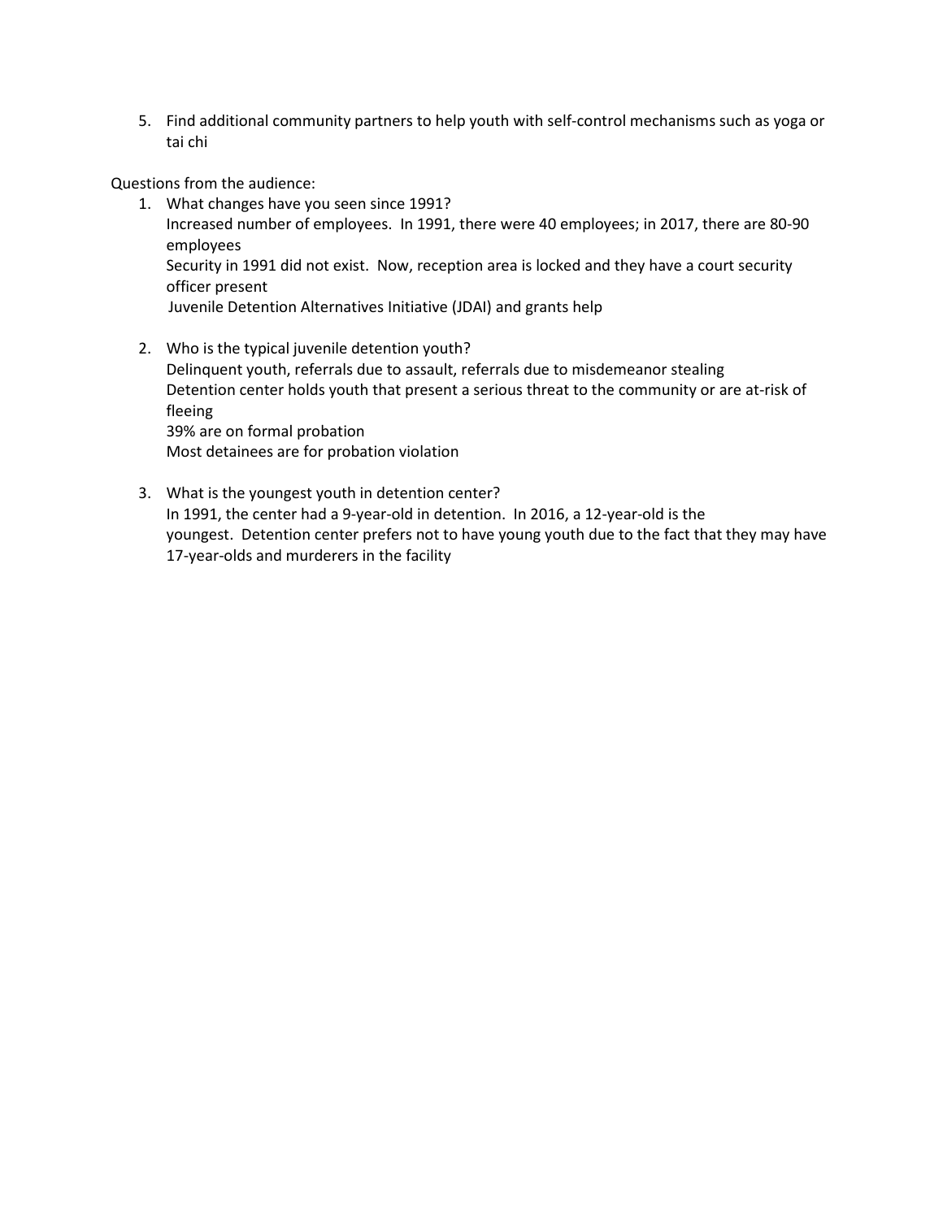5. Find additional community partners to help youth with self-control mechanisms such as yoga or tai chi

Questions from the audience:

1. What changes have you seen since 1991?
   Increased number of employees. In 1991, there were 40 employees; in 2017, there are 80-90 employees
   Security in 1991 did not exist. Now, reception area is locked and they have a court security officer present
   Juvenile Detention Alternatives Initiative (JDAI) and grants help

2. Who is the typical juvenile detention youth?
   Delinquent youth, referrals due to assault, referrals due to misdemeanor stealing
   Detention center holds youth that present a serious threat to the community or are at-risk of fleeing
   39% are on formal probation
   Most detainees are for probation violation

3. What is the youngest youth in detention center?
   In 1991, the center had a 9-year-old in detention. In 2016, a 12-year-old is the youngest. Detention center prefers not to have young youth due to the fact that they may have 17-year-olds and murderers in the facility